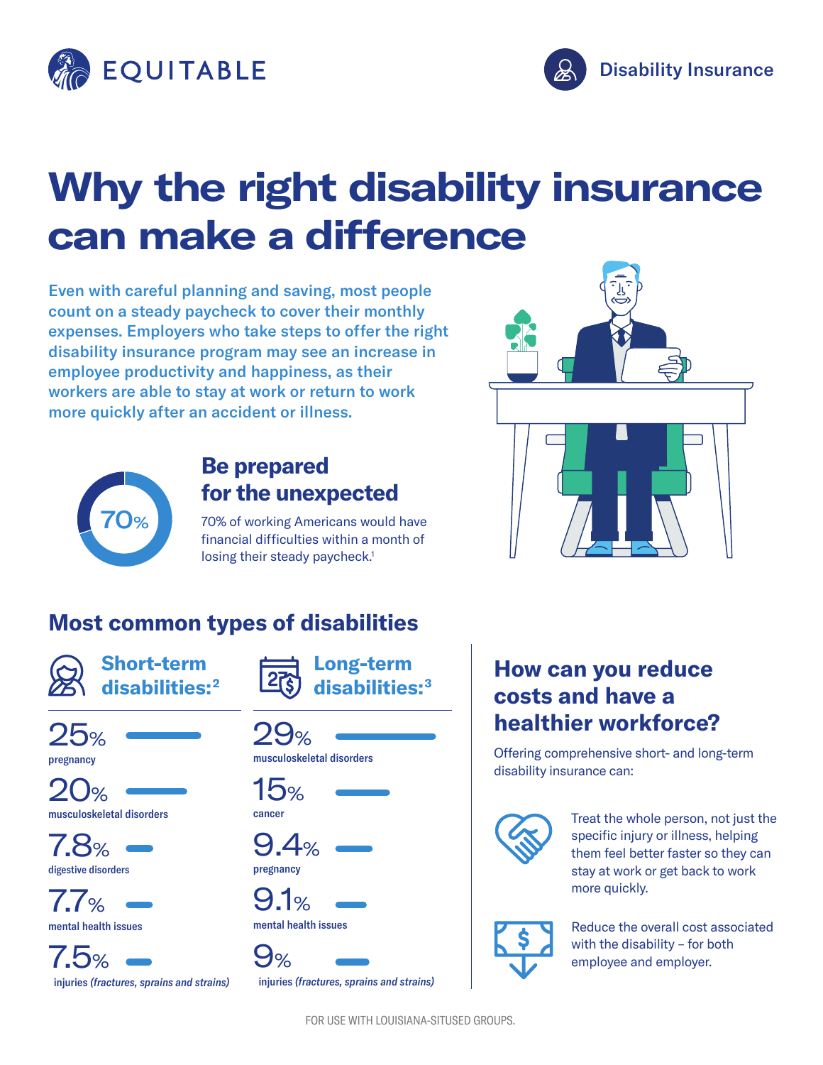EQUITABLE

Disability Insurance

# Why the right disability insurance can make a difference

Even with careful planning and saving, most people count on a steady paycheck to cover their monthly expenses. Employers who take steps to offer the right disability insurance program may see an increase in employee productivity and happiness, as their workers are able to stay at work or return to work more quickly after an accident or illness.

70%

## Be prepared for the unexpected

70% of working Americans would have financial difficulties within a month of losing their steady paycheck.[1]

## Most common types of disabilities

### Short-term disabilities:[2]

- 25% pregnancy
- 20% musculoskeletal disorders
- 7.8% digestive disorders
- 7.7% mental health issues
- 7.5% injuries *(fractures, sprains and strains)*

### Long-term disabilities:[3]

- 29% musculoskeletal disorders
- 15% cancer
- 9.4% pregnancy
- 9.1% mental health issues
- 9% injuries *(fractures, sprains and strains)*

## How can you reduce costs and have a healthier workforce?

Offering comprehensive short- and long-term disability insurance can:

- Treat the whole person, not just the specific injury or illness, helping them feel better faster so they can stay at work or get back to work more quickly.
- Reduce the overall cost associated with the disability – for both employee and employer.

FOR USE WITH LOUISIANA-SITUSED GROUPS.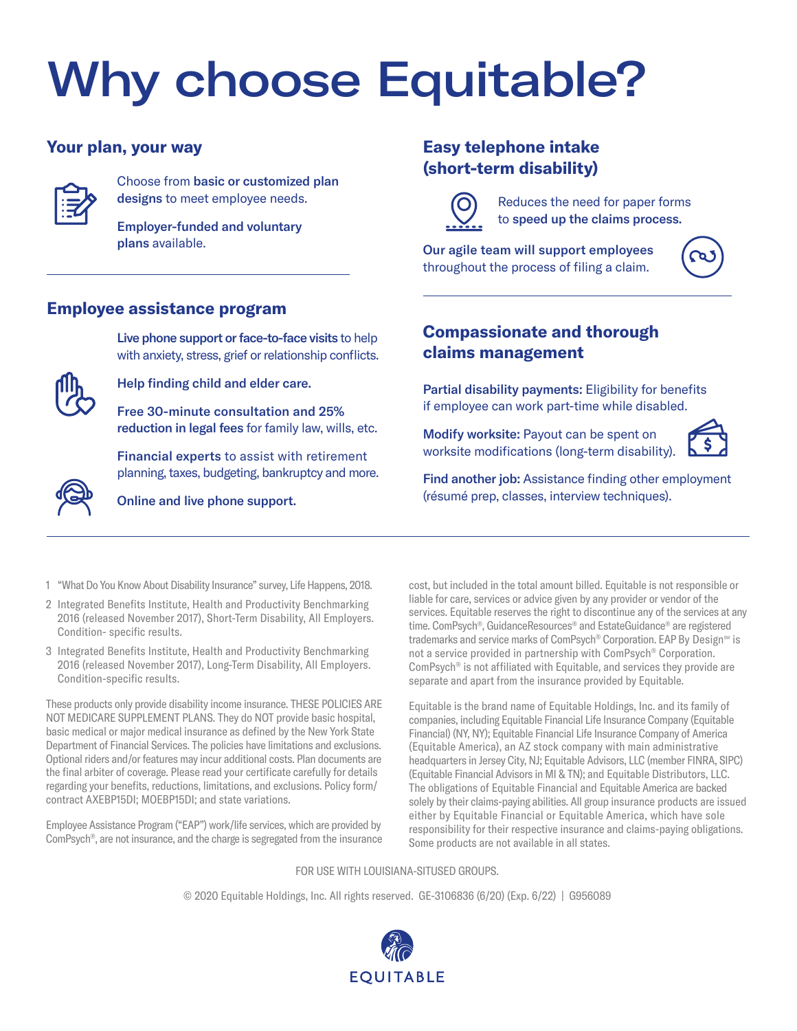# Why choose Equitable?

## Your plan, your way

Choose from **basic or customized plan designs** to meet employee needs.

**Employer-funded and voluntary plans** available.

## Employee assistance program

**Live phone support or face-to-face visits** to help with anxiety, stress, grief or relationship conflicts.

**Help finding child and elder care.**

**Free 30-minute consultation and 25% reduction in legal fees** for family law, wills, etc.

**Financial experts** to assist with retirement planning, taxes, budgeting, bankruptcy and more.

**Online and live phone support.**

## Easy telephone intake (short-term disability)

Reduces the need for paper forms to **speed up the claims process.**

**Our agile team will support employees** throughout the process of filing a claim.

## Compassionate and thorough claims management

**Partial disability payments:** Eligibility for benefits if employee can work part-time while disabled.

**Modify worksite:** Payout can be spent on worksite modifications (long-term disability).

**Find another job:** Assistance finding other employment (résumé prep, classes, interview techniques).

1 "What Do You Know About Disability Insurance" survey, Life Happens, 2018.

2 Integrated Benefits Institute, Health and Productivity Benchmarking 2016 (released November 2017), Short-Term Disability, All Employers. Condition- specific results.

3 Integrated Benefits Institute, Health and Productivity Benchmarking 2016 (released November 2017), Long-Term Disability, All Employers. Condition-specific results.

These products only provide disability income insurance. THESE POLICIES ARE NOT MEDICARE SUPPLEMENT PLANS. They do NOT provide basic hospital, basic medical or major medical insurance as defined by the New York State Department of Financial Services. The policies have limitations and exclusions. Optional riders and/or features may incur additional costs. Plan documents are the final arbiter of coverage. Please read your certificate carefully for details regarding your benefits, reductions, limitations, and exclusions. Policy form/contract AXEBP15DI; MOEBP15DI; and state variations.

Employee Assistance Program ("EAP") work/life services, which are provided by ComPsych®, are not insurance, and the charge is segregated from the insurance cost, but included in the total amount billed. Equitable is not responsible or liable for care, services or advice given by any provider or vendor of the services. Equitable reserves the right to discontinue any of the services at any time. ComPsych®, GuidanceResources® and EstateGuidance® are registered trademarks and service marks of ComPsych® Corporation. EAP By Design℠ is not a service provided in partnership with ComPsych® Corporation. ComPsych® is not affiliated with Equitable, and services they provide are separate and apart from the insurance provided by Equitable.

Equitable is the brand name of Equitable Holdings, Inc. and its family of companies, including Equitable Financial Life Insurance Company (Equitable Financial) (NY, NY); Equitable Financial Life Insurance Company of America (Equitable America), an AZ stock company with main administrative headquarters in Jersey City, NJ; Equitable Advisors, LLC (member FINRA, SIPC) (Equitable Financial Advisors in MI & TN); and Equitable Distributors, LLC. The obligations of Equitable Financial and Equitable America are backed solely by their claims-paying abilities. All group insurance products are issued either by Equitable Financial or Equitable America, which have sole responsibility for their respective insurance and claims-paying obligations. Some products are not available in all states.

FOR USE WITH LOUISIANA-SITUSED GROUPS.

© 2020 Equitable Holdings, Inc. All rights reserved. GE-3106836 (6/20) (Exp. 6/22) | G956089

EQUITABLE